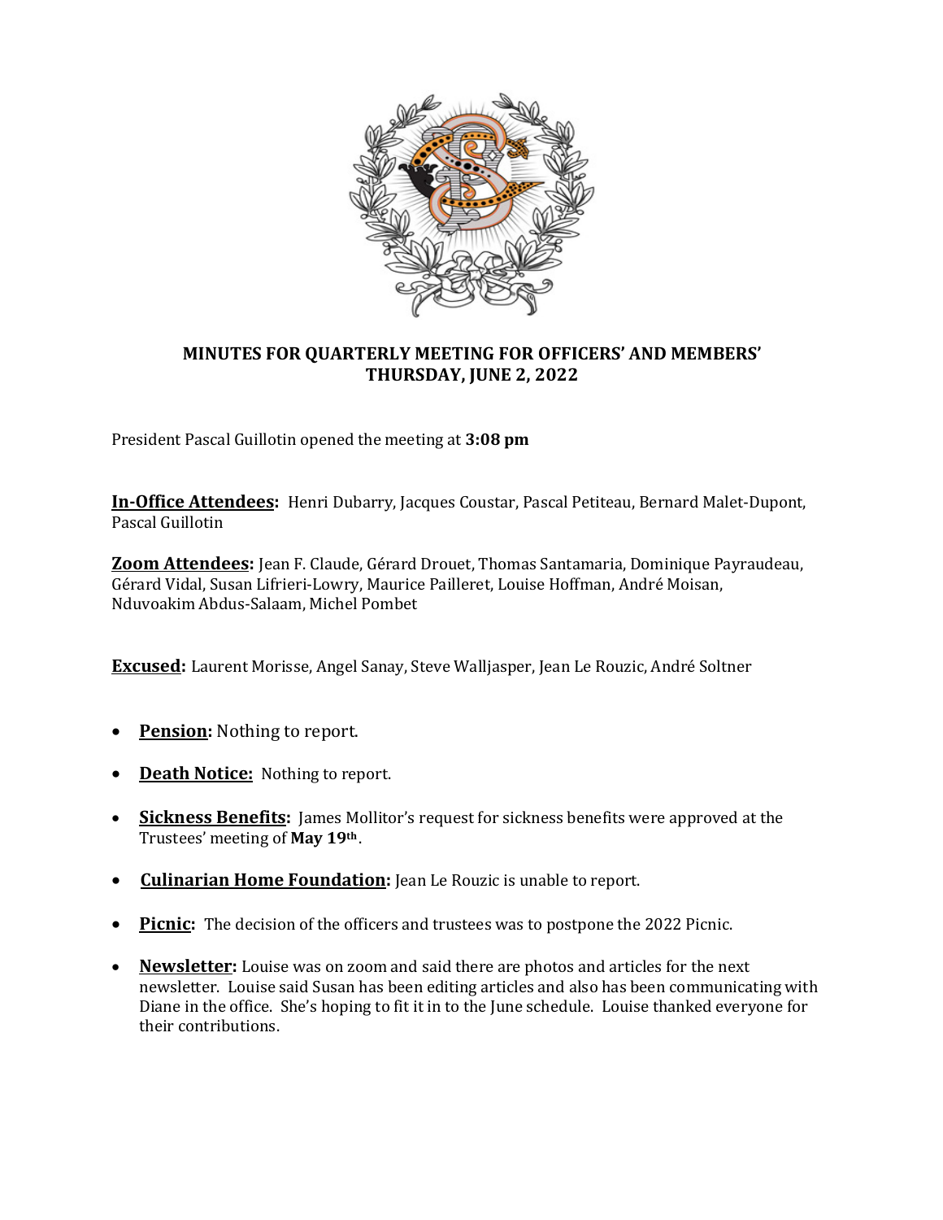**MINUTES FOR QUARTERLY MEETING FOR OFFICERS' AND MEMBERS' THURSDAY, JUNE 2, 2022**

President Pascal Guillotin opened the meeting at **3:08 pm**

**In-Office Attendees:** Henri Dubarry, Jacques Coustar, Pascal Petiteau, Bernard Malet-Dupont, Pascal Guillotin

**Zoom Attendees:** Jean F. Claude, Gérard Drouet, Thomas Santamaria, Dominique Payraudeau, Gérard Vidal, Susan Lifrieri-Lowry, Maurice Pailleret, Louise Hoffman, André Moisan, Nduvoakim Abdus-Salaam, Michel Pombet

**Excused:** Laurent Morisse, Angel Sanay, Steve Walljasper, Jean Le Rouzic, André Soltner

- **Pension:** Nothing to report.
- **Death Notice:** Nothing to report.
- **Sickness Benefits:** James Mollitor's request for sickness benefits were approved at the Trustees' meeting of **May 19th**.
- **Culinarian Home Foundation:** Jean Le Rouzic is unable to report.
- **Picnic:** The decision of the officers and trustees was to postpone the 2022 Picnic.
- **Newsletter:** Louise was on zoom and said there are photos and articles for the next newsletter. Louise said Susan has been editing articles and also has been communicating with Diane in the office. She's hoping to fit it in to the June schedule. Louise thanked everyone for their contributions.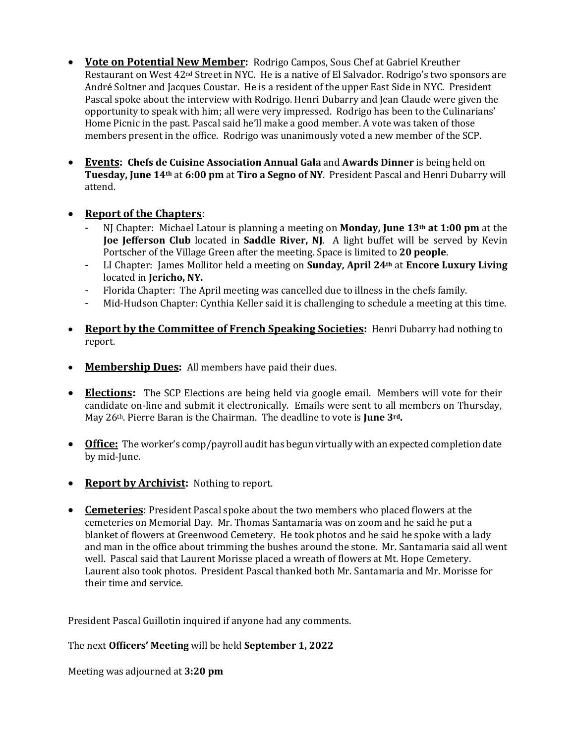- **Vote on Potential New Member:** Rodrigo Campos, Sous Chef at Gabriel Kreuther Restaurant on West 42nd Street in NYC. He is a native of El Salvador. Rodrigo's two sponsors are André Soltner and Jacques Coustar. He is a resident of the upper East Side in NYC. President Pascal spoke about the interview with Rodrigo. Henri Dubarry and Jean Claude were given the opportunity to speak with him; all were very impressed. Rodrigo has been to the Culinarians' Home Picnic in the past. Pascal said he'll make a good member. A vote was taken of those members present in the office. Rodrigo was unanimously voted a new member of the SCP.

- **Events: Chefs de Cuisine Association Annual Gala** and **Awards Dinner** is being held on **Tuesday, June 14th** at **6:00 pm** at **Tiro a Segno of NY**. President Pascal and Henri Dubarry will attend.

- **Report of the Chapters**:
    - NJ Chapter: Michael Latour is planning a meeting on **Monday, June 13th at 1:00 pm** at the **Joe Jefferson Club** located in **Saddle River, NJ**. A light buffet will be served by Kevin Portscher of the Village Green after the meeting. Space is limited to **20 people**.
    - LI Chapter: James Mollitor held a meeting on **Sunday, April 24th** at **Encore Luxury Living** located in **Jericho, NY.**
    - Florida Chapter: The April meeting was cancelled due to illness in the chefs family.
    - Mid-Hudson Chapter: Cynthia Keller said it is challenging to schedule a meeting at this time.

- **Report by the Committee of French Speaking Societies:** Henri Dubarry had nothing to report.

- **Membership Dues:** All members have paid their dues.

- **Elections:** The SCP Elections are being held via google email. Members will vote for their candidate on-line and submit it electronically. Emails were sent to all members on Thursday, May 26th. Pierre Baran is the Chairman. The deadline to vote is **June 3rd.**

- **Office:** The worker's comp/payroll audit has begun virtually with an expected completion date by mid-June.

- **Report by Archivist:** Nothing to report.

- **Cemeteries**: President Pascal spoke about the two members who placed flowers at the cemeteries on Memorial Day. Mr. Thomas Santamaria was on zoom and he said he put a blanket of flowers at Greenwood Cemetery. He took photos and he said he spoke with a lady and man in the office about trimming the bushes around the stone. Mr. Santamaria said all went well. Pascal said that Laurent Morisse placed a wreath of flowers at Mt. Hope Cemetery. Laurent also took photos. President Pascal thanked both Mr. Santamaria and Mr. Morisse for their time and service.

President Pascal Guillotin inquired if anyone had any comments.

The next **Officers' Meeting** will be held **September 1, 2022**

Meeting was adjourned at **3:20 pm**